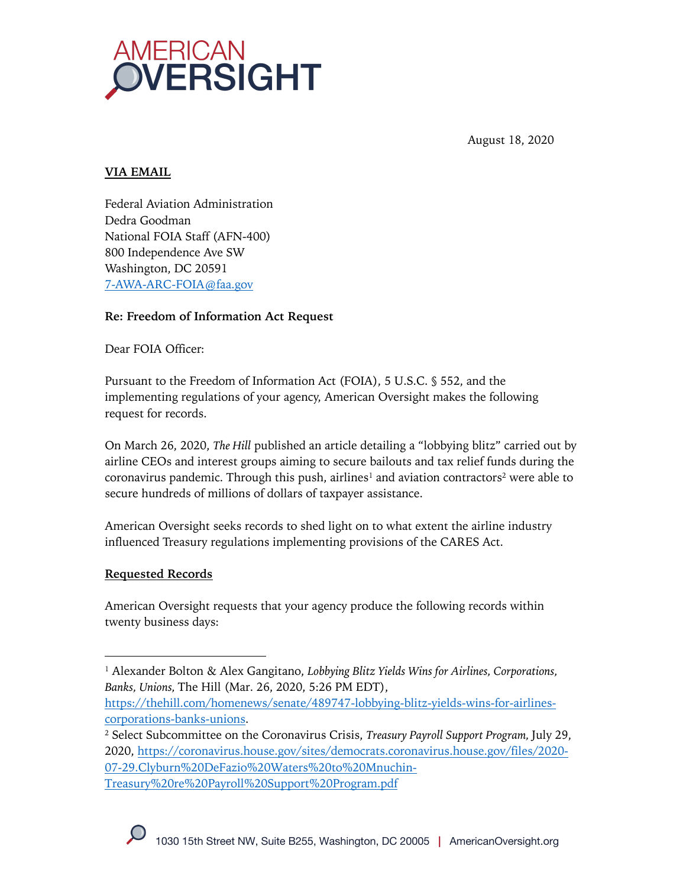AMERICAN OVERSIGHT

August 18, 2020

**VIA EMAIL**

Federal Aviation Administration
Dedra Goodman
National FOIA Staff (AFN-400)
800 Independence Ave SW
Washington, DC 20591
7-AWA-ARC-FOIA@faa.gov

**Re: Freedom of Information Act Request**

Dear FOIA Officer:

Pursuant to the Freedom of Information Act (FOIA), 5 U.S.C. § 552, and the implementing regulations of your agency, American Oversight makes the following request for records.

On March 26, 2020, *The Hill* published an article detailing a "lobbying blitz" carried out by airline CEOs and interest groups aiming to secure bailouts and tax relief funds during the coronavirus pandemic. Through this push, airlines[1] and aviation contractors[2] were able to secure hundreds of millions of dollars of taxpayer assistance.

American Oversight seeks records to shed light on to what extent the airline industry influenced Treasury regulations implementing provisions of the CARES Act.

**Requested Records**

American Oversight requests that your agency produce the following records within twenty business days:

---

[1] Alexander Bolton & Alex Gangitano, *Lobbying Blitz Yields Wins for Airlines, Corporations, Banks, Unions,* The Hill (Mar. 26, 2020, 5:26 PM EDT), https://thehill.com/homenews/senate/489747-lobbying-blitz-yields-wins-for-airlines-corporations-banks-unions.

[2] Select Subcommittee on the Coronavirus Crisis, *Treasury Payroll Support Program,* July 29, 2020, https://coronavirus.house.gov/sites/democrats.coronavirus.house.gov/files/2020-07-29.Clyburn%20DeFazio%20Waters%20to%20Mnuchin-Treasury%20re%20Payroll%20Support%20Program.pdf

1030 15th Street NW, Suite B255, Washington, DC 20005 | AmericanOversight.org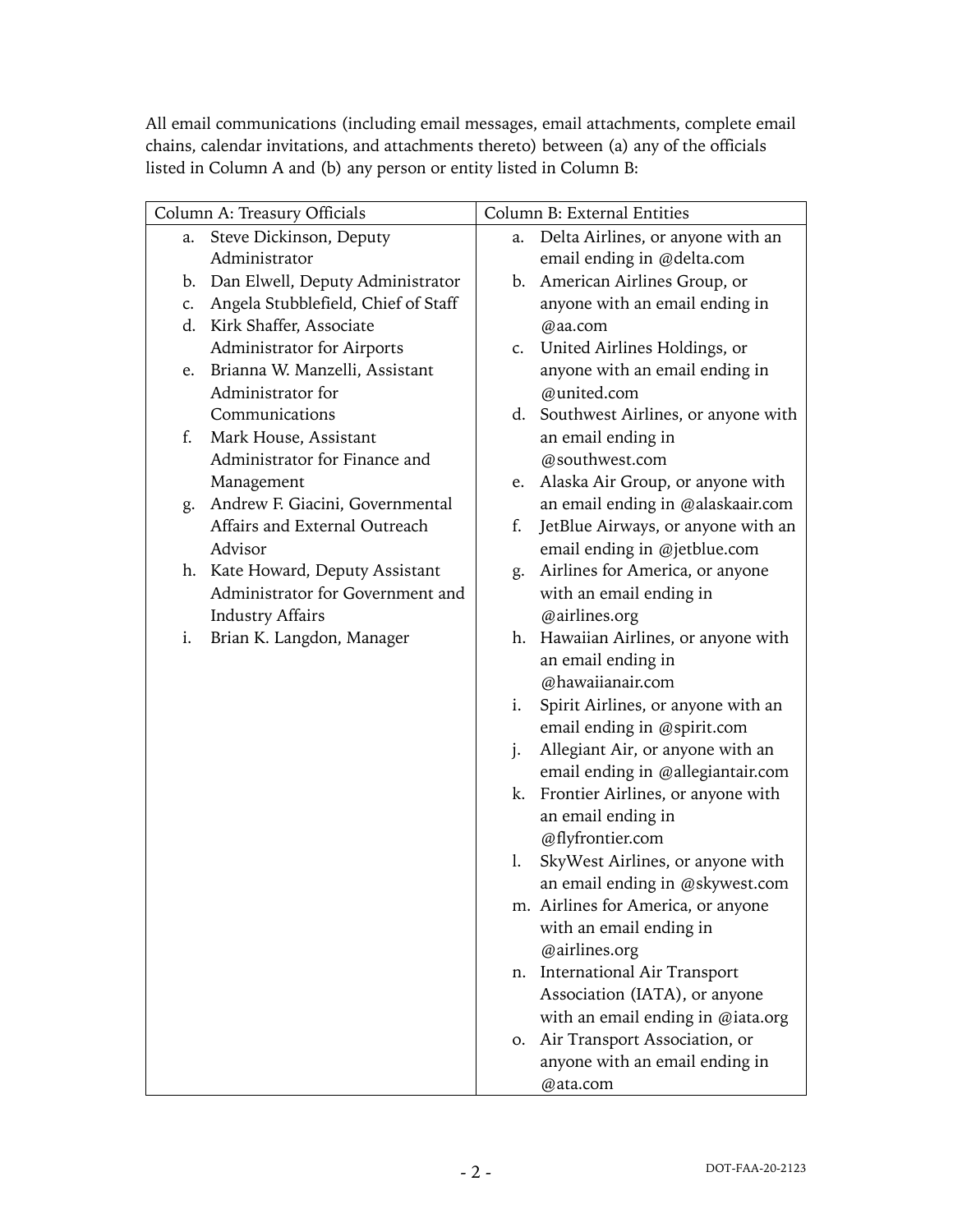All email communications (including email messages, email attachments, complete email chains, calendar invitations, and attachments thereto) between (a) any of the officials listed in Column A and (b) any person or entity listed in Column B:

| Column A: Treasury Officials | Column B: External Entities |
| --- | --- |
| a. Steve Dickinson, Deputy Administrator<br>b. Dan Elwell, Deputy Administrator<br>c. Angela Stubblefield, Chief of Staff<br>d. Kirk Shaffer, Associate Administrator for Airports<br>e. Brianna W. Manzelli, Assistant Administrator for Communications<br>f. Mark House, Assistant Administrator for Finance and Management<br>g. Andrew F. Giacini, Governmental Affairs and External Outreach Advisor<br>h. Kate Howard, Deputy Assistant Administrator for Government and Industry Affairs<br>i. Brian K. Langdon, Manager | a. Delta Airlines, or anyone with an email ending in @delta.com<br>b. American Airlines Group, or anyone with an email ending in @aa.com<br>c. United Airlines Holdings, or anyone with an email ending in @united.com<br>d. Southwest Airlines, or anyone with an email ending in @southwest.com<br>e. Alaska Air Group, or anyone with an email ending in @alaskaair.com<br>f. JetBlue Airways, or anyone with an email ending in @jetblue.com<br>g. Airlines for America, or anyone with an email ending in @airlines.org<br>h. Hawaiian Airlines, or anyone with an email ending in @hawaiianair.com<br>i. Spirit Airlines, or anyone with an email ending in @spirit.com<br>j. Allegiant Air, or anyone with an email ending in @allegiantair.com<br>k. Frontier Airlines, or anyone with an email ending in @flyfrontier.com<br>l. SkyWest Airlines, or anyone with an email ending in @skywest.com<br>m. Airlines for America, or anyone with an email ending in @airlines.org<br>n. International Air Transport Association (IATA), or anyone with an email ending in @iata.org<br>o. Air Transport Association, or anyone with an email ending in @ata.com |

DOT-FAA-20-2123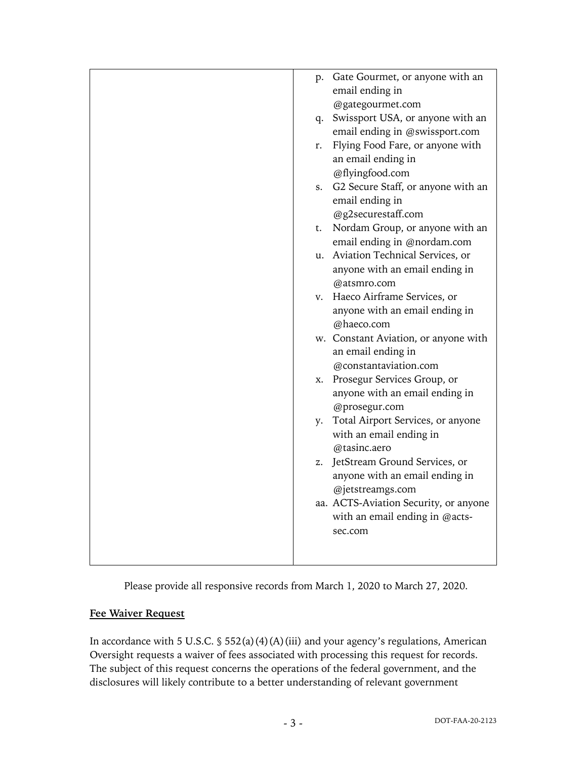| | |
|---|---|
| | p. Gate Gourmet, or anyone with an email ending in @gategourmet.com<br>q. Swissport USA, or anyone with an email ending in @swissport.com<br>r. Flying Food Fare, or anyone with an email ending in @flyingfood.com<br>s. G2 Secure Staff, or anyone with an email ending in @g2securestaff.com<br>t. Nordam Group, or anyone with an email ending in @nordam.com<br>u. Aviation Technical Services, or anyone with an email ending in @atsmro.com<br>v. Haeco Airframe Services, or anyone with an email ending in @haeco.com<br>w. Constant Aviation, or anyone with an email ending in @constantaviation.com<br>x. Prosegur Services Group, or anyone with an email ending in @prosegur.com<br>y. Total Airport Services, or anyone with an email ending in @tasinc.aero<br>z. JetStream Ground Services, or anyone with an email ending in @jetstreamgs.com<br>aa. ACTS-Aviation Security, or anyone with an email ending in @acts-sec.com |

Please provide all responsive records from March 1, 2020 to March 27, 2020.

**Fee Waiver Request**

In accordance with 5 U.S.C. § 552(a)(4)(A)(iii) and your agency's regulations, American Oversight requests a waiver of fees associated with processing this request for records. The subject of this request concerns the operations of the federal government, and the disclosures will likely contribute to a better understanding of relevant government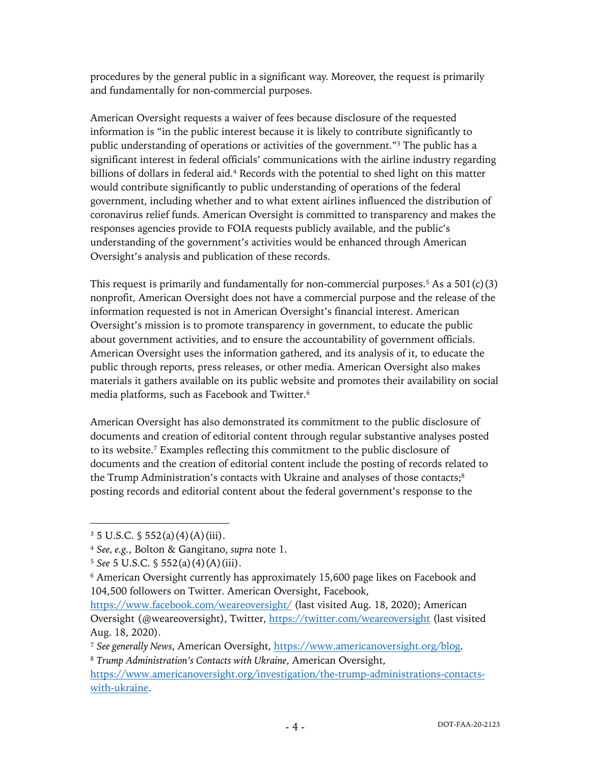procedures by the general public in a significant way. Moreover, the request is primarily and fundamentally for non-commercial purposes.

American Oversight requests a waiver of fees because disclosure of the requested information is "in the public interest because it is likely to contribute significantly to public understanding of operations or activities of the government."[3] The public has a significant interest in federal officials' communications with the airline industry regarding billions of dollars in federal aid.[4] Records with the potential to shed light on this matter would contribute significantly to public understanding of operations of the federal government, including whether and to what extent airlines influenced the distribution of coronavirus relief funds. American Oversight is committed to transparency and makes the responses agencies provide to FOIA requests publicly available, and the public's understanding of the government's activities would be enhanced through American Oversight's analysis and publication of these records.

This request is primarily and fundamentally for non-commercial purposes.[5] As a 501(c)(3) nonprofit, American Oversight does not have a commercial purpose and the release of the information requested is not in American Oversight's financial interest. American Oversight's mission is to promote transparency in government, to educate the public about government activities, and to ensure the accountability of government officials. American Oversight uses the information gathered, and its analysis of it, to educate the public through reports, press releases, or other media. American Oversight also makes materials it gathers available on its public website and promotes their availability on social media platforms, such as Facebook and Twitter.[6]

American Oversight has also demonstrated its commitment to the public disclosure of documents and creation of editorial content through regular substantive analyses posted to its website.[7] Examples reflecting this commitment to the public disclosure of documents and the creation of editorial content include the posting of records related to the Trump Administration's contacts with Ukraine and analyses of those contacts;[8] posting records and editorial content about the federal government's response to the

---

[3] 5 U.S.C. § 552(a)(4)(A)(iii).

[4] *See, e.g.*, Bolton & Gangitano, *supra* note 1.

[5] *See* 5 U.S.C. § 552(a)(4)(A)(iii).

[6] American Oversight currently has approximately 15,600 page likes on Facebook and 104,500 followers on Twitter. American Oversight, Facebook, https://www.facebook.com/weareoversight/ (last visited Aug. 18, 2020); American Oversight (@weareoversight), Twitter, https://twitter.com/weareoversight (last visited Aug. 18, 2020).

[7] *See generally News*, American Oversight, https://www.americanoversight.org/blog.

[8] *Trump Administration's Contacts with Ukraine*, American Oversight, https://www.americanoversight.org/investigation/the-trump-administrations-contacts-with-ukraine.

DOT-FAA-20-2123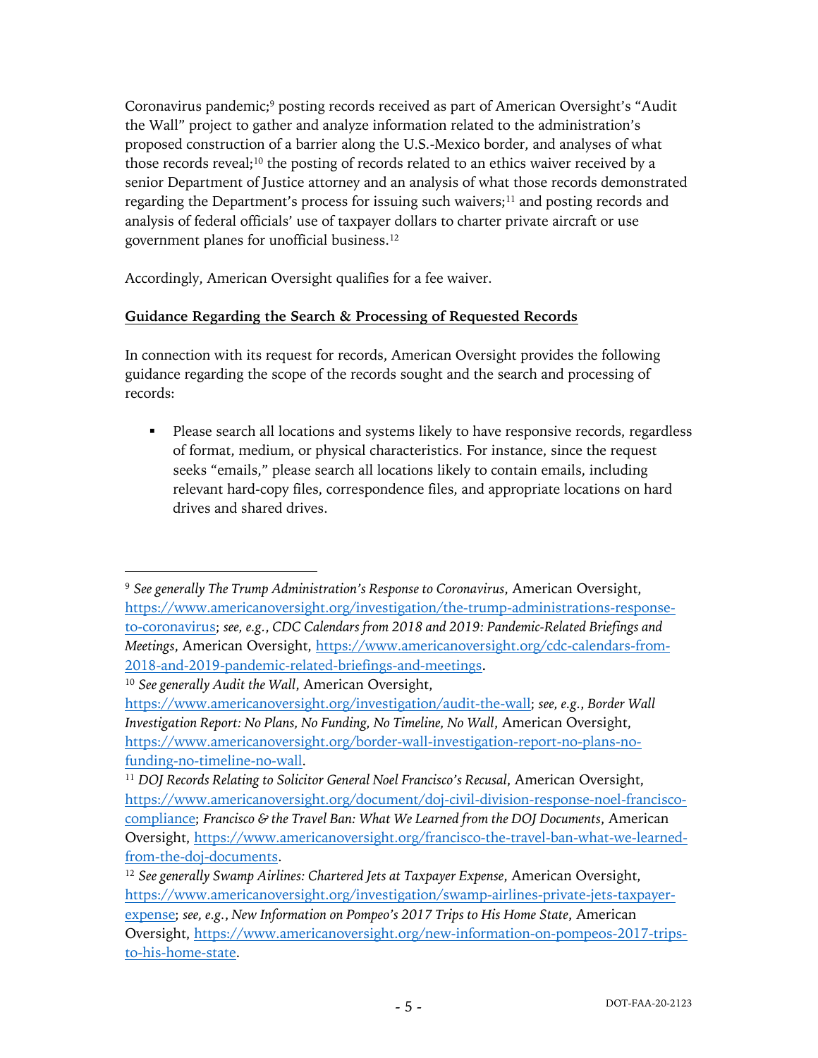Coronavirus pandemic;[9] posting records received as part of American Oversight's "Audit the Wall" project to gather and analyze information related to the administration's proposed construction of a barrier along the U.S.-Mexico border, and analyses of what those records reveal;[10] the posting of records related to an ethics waiver received by a senior Department of Justice attorney and an analysis of what those records demonstrated regarding the Department's process for issuing such waivers;[11] and posting records and analysis of federal officials' use of taxpayer dollars to charter private aircraft or use government planes for unofficial business.[12]

Accordingly, American Oversight qualifies for a fee waiver.

**Guidance Regarding the Search & Processing of Requested Records**

In connection with its request for records, American Oversight provides the following guidance regarding the scope of the records sought and the search and processing of records:

- Please search all locations and systems likely to have responsive records, regardless of format, medium, or physical characteristics. For instance, since the request seeks "emails," please search all locations likely to contain emails, including relevant hard-copy files, correspondence files, and appropriate locations on hard drives and shared drives.

---

[9] *See generally The Trump Administration's Response to Coronavirus*, American Oversight, https://www.americanoversight.org/investigation/the-trump-administrations-response-to-coronavirus; *see, e.g.*, *CDC Calendars from 2018 and 2019: Pandemic-Related Briefings and Meetings*, American Oversight, https://www.americanoversight.org/cdc-calendars-from-2018-and-2019-pandemic-related-briefings-and-meetings.

[10] *See generally Audit the Wall*, American Oversight, https://www.americanoversight.org/investigation/audit-the-wall; *see, e.g.*, *Border Wall Investigation Report: No Plans, No Funding, No Timeline, No Wall*, American Oversight, https://www.americanoversight.org/border-wall-investigation-report-no-plans-no-funding-no-timeline-no-wall.

[11] *DOJ Records Relating to Solicitor General Noel Francisco's Recusal*, American Oversight, https://www.americanoversight.org/document/doj-civil-division-response-noel-francisco-compliance; *Francisco & the Travel Ban: What We Learned from the DOJ Documents*, American Oversight, https://www.americanoversight.org/francisco-the-travel-ban-what-we-learned-from-the-doj-documents.

[12] *See generally Swamp Airlines: Chartered Jets at Taxpayer Expense*, American Oversight, https://www.americanoversight.org/investigation/swamp-airlines-private-jets-taxpayer-expense; *see, e.g.*, *New Information on Pompeo's 2017 Trips to His Home State*, American Oversight, https://www.americanoversight.org/new-information-on-pompeos-2017-trips-to-his-home-state.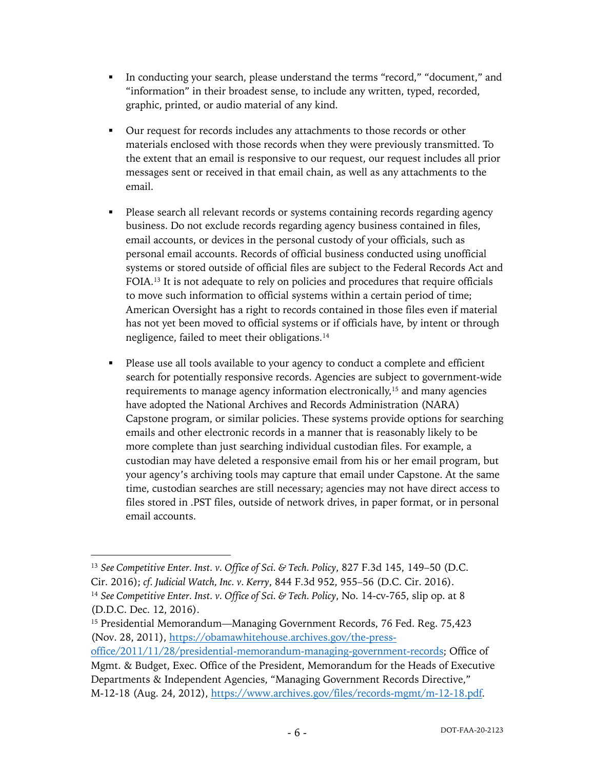- In conducting your search, please understand the terms "record," "document," and "information" in their broadest sense, to include any written, typed, recorded, graphic, printed, or audio material of any kind.

- Our request for records includes any attachments to those records or other materials enclosed with those records when they were previously transmitted. To the extent that an email is responsive to our request, our request includes all prior messages sent or received in that email chain, as well as any attachments to the email.

- Please search all relevant records or systems containing records regarding agency business. Do not exclude records regarding agency business contained in files, email accounts, or devices in the personal custody of your officials, such as personal email accounts. Records of official business conducted using unofficial systems or stored outside of official files are subject to the Federal Records Act and FOIA.[13] It is not adequate to rely on policies and procedures that require officials to move such information to official systems within a certain period of time; American Oversight has a right to records contained in those files even if material has not yet been moved to official systems or if officials have, by intent or through negligence, failed to meet their obligations.[14]

- Please use all tools available to your agency to conduct a complete and efficient search for potentially responsive records. Agencies are subject to government-wide requirements to manage agency information electronically,[15] and many agencies have adopted the National Archives and Records Administration (NARA) Capstone program, or similar policies. These systems provide options for searching emails and other electronic records in a manner that is reasonably likely to be more complete than just searching individual custodian files. For example, a custodian may have deleted a responsive email from his or her email program, but your agency's archiving tools may capture that email under Capstone. At the same time, custodian searches are still necessary; agencies may not have direct access to files stored in .PST files, outside of network drives, in paper format, or in personal email accounts.

---

[13] *See Competitive Enter. Inst. v. Office of Sci. & Tech. Policy*, 827 F.3d 145, 149–50 (D.C. Cir. 2016); *cf. Judicial Watch, Inc. v. Kerry*, 844 F.3d 952, 955–56 (D.C. Cir. 2016).

[14] *See Competitive Enter. Inst. v. Office of Sci. & Tech. Policy*, No. 14-cv-765, slip op. at 8 (D.D.C. Dec. 12, 2016).

[15] Presidential Memorandum—Managing Government Records, 76 Fed. Reg. 75,423 (Nov. 28, 2011), https://obamawhitehouse.archives.gov/the-press-office/2011/11/28/presidential-memorandum-managing-government-records; Office of Mgmt. & Budget, Exec. Office of the President, Memorandum for the Heads of Executive Departments & Independent Agencies, "Managing Government Records Directive," M-12-18 (Aug. 24, 2012), https://www.archives.gov/files/records-mgmt/m-12-18.pdf.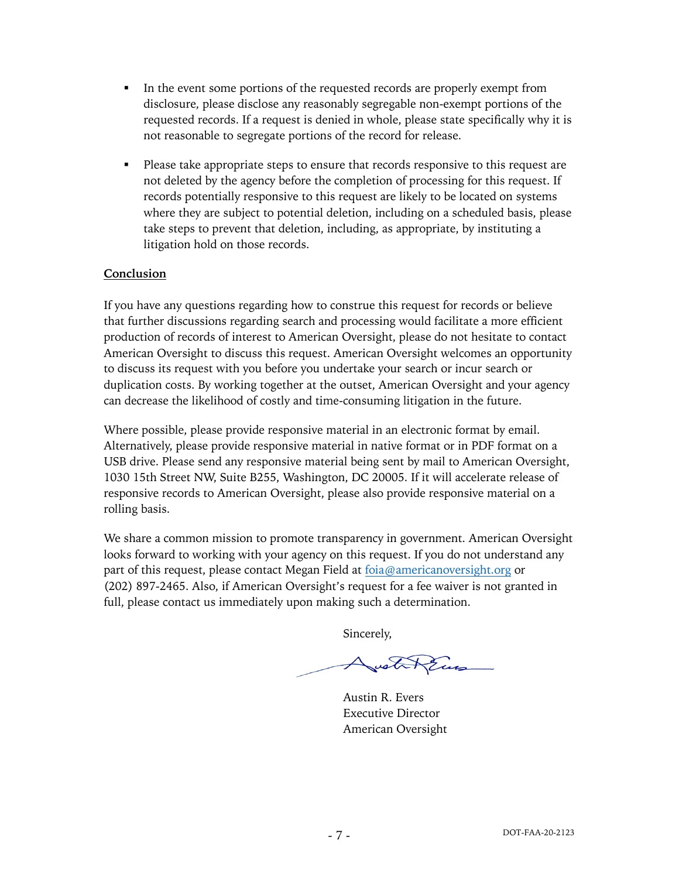- In the event some portions of the requested records are properly exempt from disclosure, please disclose any reasonably segregable non-exempt portions of the requested records. If a request is denied in whole, please state specifically why it is not reasonable to segregate portions of the record for release.

- Please take appropriate steps to ensure that records responsive to this request are not deleted by the agency before the completion of processing for this request. If records potentially responsive to this request are likely to be located on systems where they are subject to potential deletion, including on a scheduled basis, please take steps to prevent that deletion, including, as appropriate, by instituting a litigation hold on those records.

## Conclusion

If you have any questions regarding how to construe this request for records or believe that further discussions regarding search and processing would facilitate a more efficient production of records of interest to American Oversight, please do not hesitate to contact American Oversight to discuss this request. American Oversight welcomes an opportunity to discuss its request with you before you undertake your search or incur search or duplication costs. By working together at the outset, American Oversight and your agency can decrease the likelihood of costly and time-consuming litigation in the future.

Where possible, please provide responsive material in an electronic format by email. Alternatively, please provide responsive material in native format or in PDF format on a USB drive. Please send any responsive material being sent by mail to American Oversight, 1030 15th Street NW, Suite B255, Washington, DC 20005. If it will accelerate release of responsive records to American Oversight, please also provide responsive material on a rolling basis.

We share a common mission to promote transparency in government. American Oversight looks forward to working with your agency on this request. If you do not understand any part of this request, please contact Megan Field at foia@americanoversight.org or (202) 897-2465. Also, if American Oversight's request for a fee waiver is not granted in full, please contact us immediately upon making such a determination.

Sincerely,

Austin R. Evers  
Executive Director  
American Oversight

DOT-FAA-20-2123